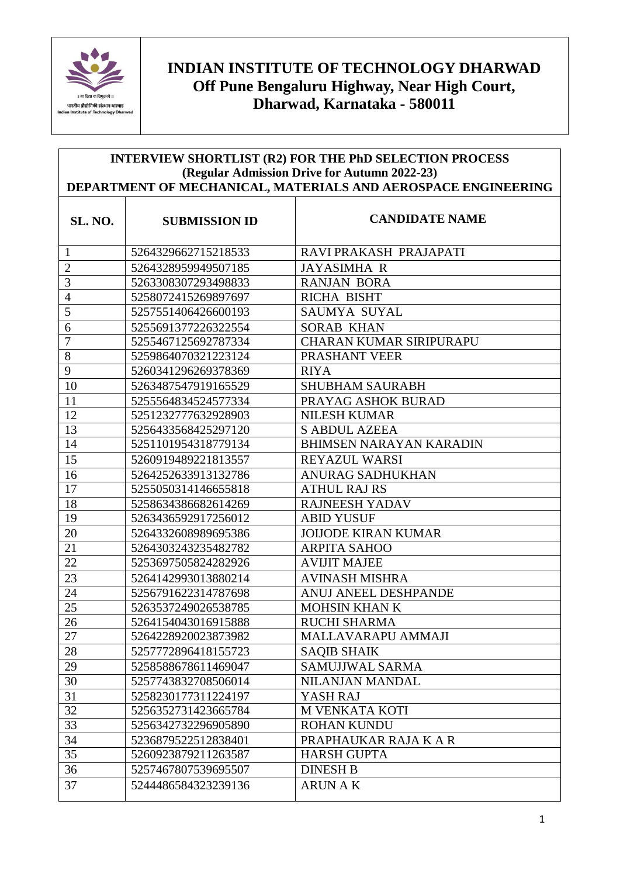# INDIAN INSTITUTE OF TECHNOLOGY DHARWAD
## Off Pune Bengaluru Highway, Near High Court, Dharwad, Karnataka - 580011

### INTERVIEW SHORTLIST (R2) FOR THE PhD SELECTION PROCESS
### (Regular Admission Drive for Autumn 2022-23)
### DEPARTMENT OF MECHANICAL, MATERIALS AND AEROSPACE ENGINEERING

| SL. NO. | SUBMISSION ID | CANDIDATE NAME |
|---|---|---|
| 1 | 5264329662715218533 | RAVI PRAKASH PRAJAPATI |
| 2 | 5264328959949507185 | JAYASIMHA R |
| 3 | 5263308307293498833 | RANJAN BORA |
| 4 | 5258072415269897697 | RICHA BISHT |
| 5 | 5257551406426600193 | SAUMYA SUYAL |
| 6 | 5255691377226322554 | SORAB KHAN |
| 7 | 5255467125692787334 | CHARAN KUMAR SIRIPURAPU |
| 8 | 5259864070321223124 | PRASHANT VEER |
| 9 | 5260341296269378369 | RIYA |
| 10 | 5263487547919165529 | SHUBHAM SAURABH |
| 11 | 5255564834524577334 | PRAYAG ASHOK BURAD |
| 12 | 5251232777632928903 | NILESH KUMAR |
| 13 | 5256433568425297120 | S ABDUL AZEEA |
| 14 | 5251101954318779134 | BHIMSEN NARAYAN KARADIN |
| 15 | 5260919489221813557 | REYAZUL WARSI |
| 16 | 5264252633913132786 | ANURAG SADHUKHAN |
| 17 | 5255050314146655818 | ATHUL RAJ RS |
| 18 | 5258634386682614269 | RAJNEESH YADAV |
| 19 | 5263436592917256012 | ABID YUSUF |
| 20 | 5264332608989695386 | JOIJODE KIRAN KUMAR |
| 21 | 5264303243235482782 | ARPITA SAHOO |
| 22 | 5253697505824282926 | AVIJIT MAJEE |
| 23 | 5264142993013880214 | AVINASH MISHRA |
| 24 | 5256791622314787698 | ANUJ ANEEL DESHPANDE |
| 25 | 5263537249026538785 | MOHSIN KHAN K |
| 26 | 5264154043016915888 | RUCHI SHARMA |
| 27 | 5264228920023873982 | MALLAVARAPU AMMAJI |
| 28 | 5257772896418155723 | SAQIB SHAIK |
| 29 | 5258588678611469047 | SAMUJJWAL SARMA |
| 30 | 5257743832708506014 | NILANJAN MANDAL |
| 31 | 5258230177311224197 | YASH RAJ |
| 32 | 5256352731423665784 | M VENKATA KOTI |
| 33 | 5256342732296905890 | ROHAN KUNDU |
| 34 | 5236879522512838401 | PRAPHAUKAR RAJA K A R |
| 35 | 5260923879211263587 | HARSH GUPTA |
| 36 | 5257467807539695507 | DINESH B |
| 37 | 5244486584323239136 | ARUN A K |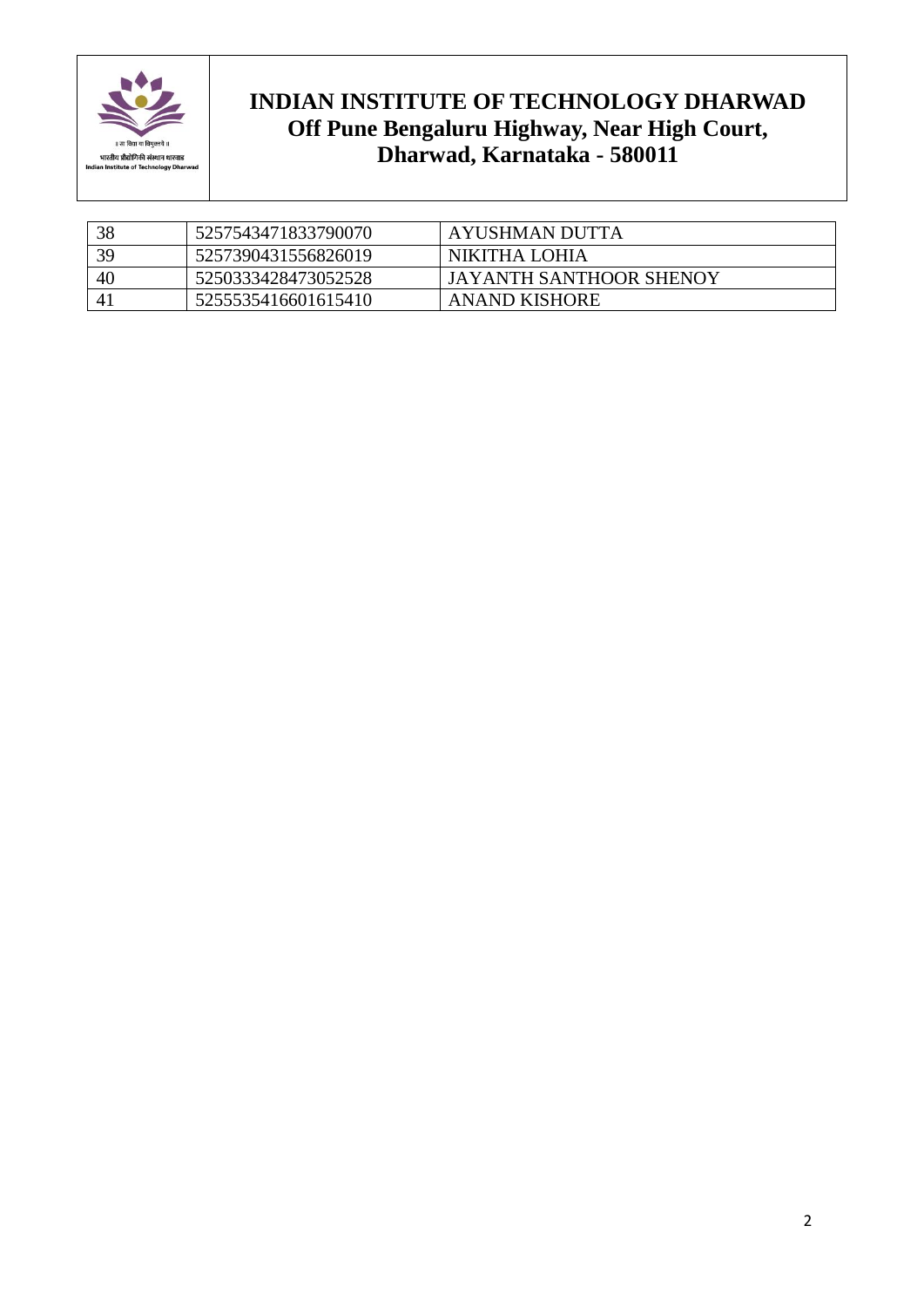# INDIAN INSTITUTE OF TECHNOLOGY DHARWAD

**Off Pune Bengaluru Highway, Near High Court, Dharwad, Karnataka - 580011**

| | | |
|---|---|---|
| 38 | 5257543471833790070 | AYUSHMAN DUTTA |
| 39 | 5257390431556826019 | NIKITHA LOHIA |
| 40 | 5250333428473052528 | JAYANTH SANTHOOR SHENOY |
| 41 | 5255535416601615410 | ANAND KISHORE |